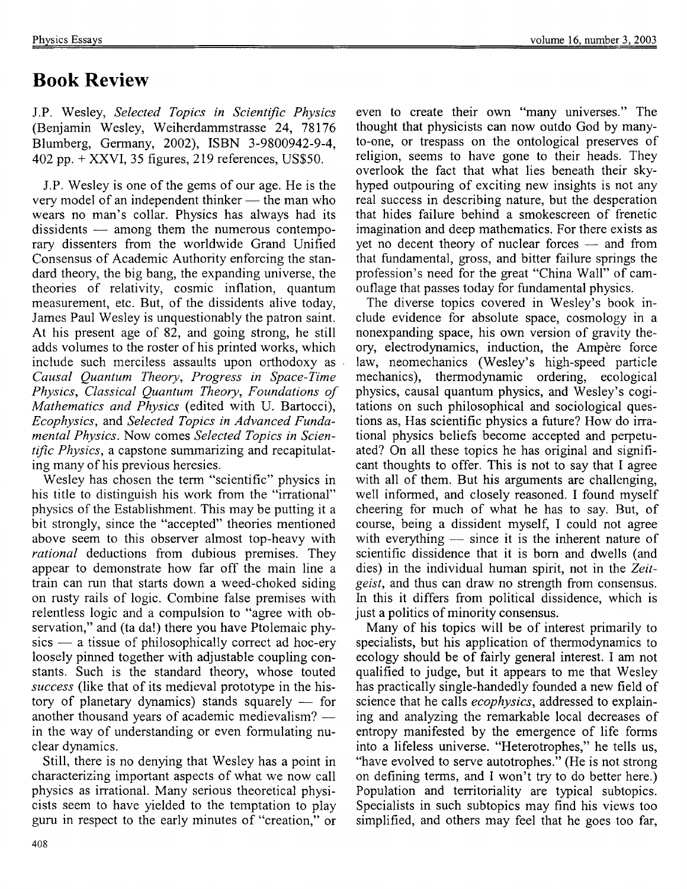# Book Review

J.P. Wesley, *Selected Topics in Scientific Physics* (Benjamin Wesley, Weiherdammstrasse 24, 78176 Blumberg, Germany, 2002), ISBN 3-9800942-9-4, 402 pp. + XXVI, 35 figures, 219 references, US$50.

J.P. Wesley is one of the gems of our age. He is the very model of an independent thinker — the man who wears no man's collar. Physics has always had its dissidents — among them the numerous contemporary dissenters from the worldwide Grand Unified Consensus of Academic Authority enforcing the standard theory, the big bang, the expanding universe, the theories of relativity, cosmic inflation, quantum measurement, etc. But, of the dissidents alive today, James Paul Wesley is unquestionably the patron saint. At his present age of 82, and going strong, he still adds volumes to the roster of his printed works, which include such merciless assaults upon orthodoxy as *Causal Quantum Theory*, *Progress in Space-Time Physics*, *Classical Quantum Theory*, *Foundations of Mathematics and Physics* (edited with U. Bartocci), *Ecophysics*, and *Selected Topics in Advanced Fundamental Physics*. Now comes *Selected Topics in Scientific Physics*, a capstone summarizing and recapitulating many of his previous heresies.

Wesley has chosen the term "scientific" physics in his title to distinguish his work from the "irrational" physics of the Establishment. This may be putting it a bit strongly, since the "accepted" theories mentioned above seem to this observer almost top-heavy with *rational* deductions from dubious premises. They appear to demonstrate how far off the main line a train can run that starts down a weed-choked siding on rusty rails of logic. Combine false premises with relentless logic and a compulsion to "agree with observation," and (ta da!) there you have Ptolemaic physics — a tissue of philosophically correct ad hoc-ery loosely pinned together with adjustable coupling constants. Such is the standard theory, whose touted *success* (like that of its medieval prototype in the history of planetary dynamics) stands squarely — for another thousand years of academic medievalism? — in the way of understanding or even formulating nuclear dynamics.

Still, there is no denying that Wesley has a point in characterizing important aspects of what we now call physics as irrational. Many serious theoretical physicists seem to have yielded to the temptation to play guru in respect to the early minutes of "creation," or even to create their own "many universes." The thought that physicists can now outdo God by many-to-one, or trespass on the ontological preserves of religion, seems to have gone to their heads. They overlook the fact that what lies beneath their sky-hyped outpouring of exciting new insights is not any real success in describing nature, but the desperation that hides failure behind a smokescreen of frenetic imagination and deep mathematics. For there exists as yet no decent theory of nuclear forces — and from that fundamental, gross, and bitter failure springs the profession's need for the great "China Wall" of camouflage that passes today for fundamental physics.

The diverse topics covered in Wesley's book include evidence for absolute space, cosmology in a nonexpanding space, his own version of gravity theory, electrodynamics, induction, the Ampère force law, neomechanics (Wesley's high-speed particle mechanics), thermodynamic ordering, ecological physics, causal quantum physics, and Wesley's cogitations on such philosophical and sociological questions as, Has scientific physics a future? How do irrational physics beliefs become accepted and perpetuated? On all these topics he has original and significant thoughts to offer. This is not to say that I agree with all of them. But his arguments are challenging, well informed, and closely reasoned. I found myself cheering for much of what he has to say. But, of course, being a dissident myself, I could not agree with everything — since it is the inherent nature of scientific dissidence that it is born and dwells (and dies) in the individual human spirit, not in the *Zeitgeist*, and thus can draw no strength from consensus. In this it differs from political dissidence, which is just a politics of minority consensus.

Many of his topics will be of interest primarily to specialists, but his application of thermodynamics to ecology should be of fairly general interest. I am not qualified to judge, but it appears to me that Wesley has practically single-handedly founded a new field of science that he calls *ecophysics*, addressed to explaining and analyzing the remarkable local decreases of entropy manifested by the emergence of life forms into a lifeless universe. "Heterotrophes," he tells us, "have evolved to serve autotrophes." (He is not strong on defining terms, and I won't try to do better here.) Population and territoriality are typical subtopics. Specialists in such subtopics may find his views too simplified, and others may feel that he goes too far,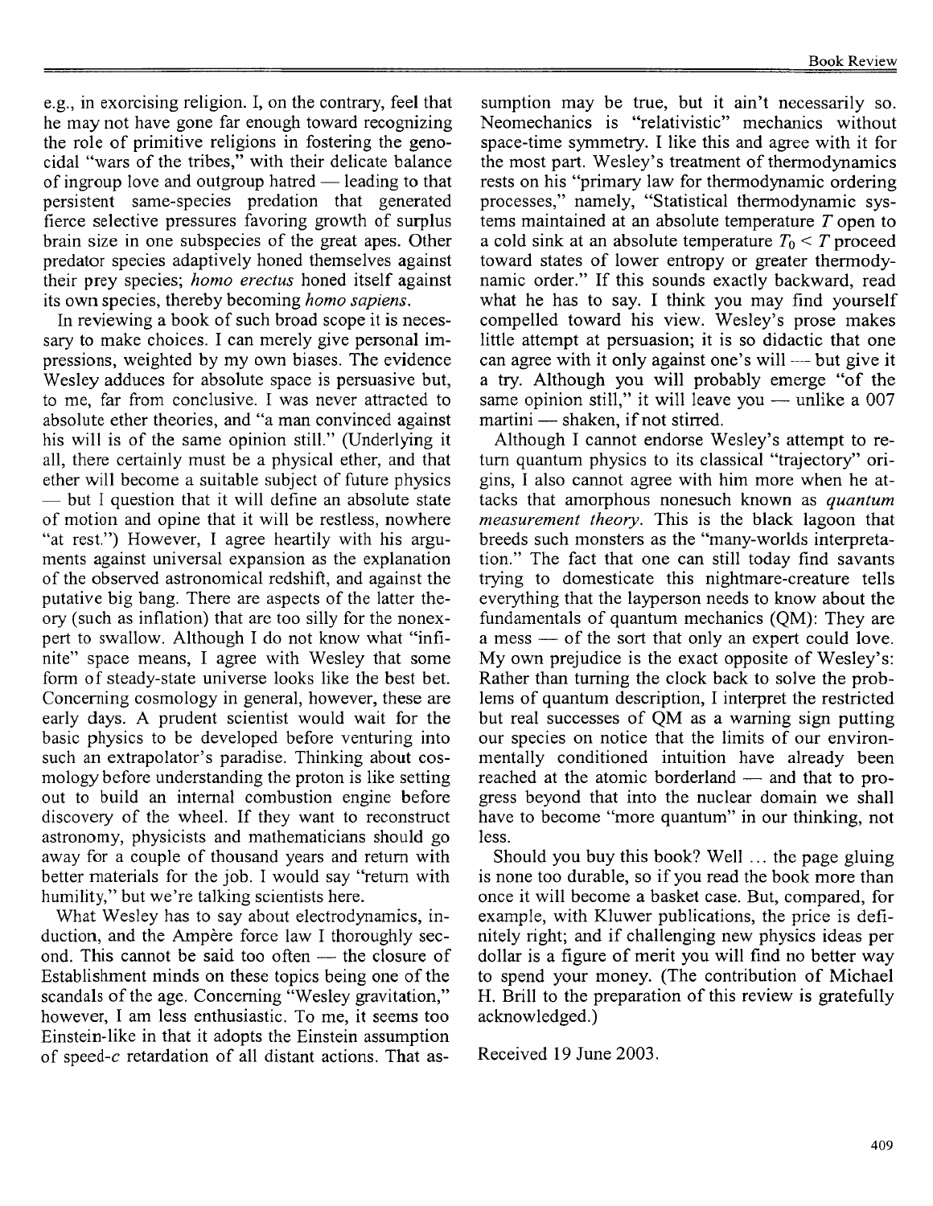e.g., in exorcising religion. I, on the contrary, feel that he may not have gone far enough toward recognizing the role of primitive religions in fostering the genocidal "wars of the tribes," with their delicate balance of ingroup love and outgroup hatred — leading to that persistent same-species predation that generated fierce selective pressures favoring growth of surplus brain size in one subspecies of the great apes. Other predator species adaptively honed themselves against their prey species; *homo erectus* honed itself against its own species, thereby becoming *homo sapiens*.

In reviewing a book of such broad scope it is necessary to make choices. I can merely give personal impressions, weighted by my own biases. The evidence Wesley adduces for absolute space is persuasive but, to me, far from conclusive. I was never attracted to absolute ether theories, and "a man convinced against his will is of the same opinion still." (Underlying it all, there certainly must be a physical ether, and that ether will become a suitable subject of future physics — but I question that it will define an absolute state of motion and opine that it will be restless, nowhere "at rest.") However, I agree heartily with his arguments against universal expansion as the explanation of the observed astronomical redshift, and against the putative big bang. There are aspects of the latter theory (such as inflation) that are too silly for the nonexpert to swallow. Although I do not know what "infinite" space means, I agree with Wesley that some form of steady-state universe looks like the best bet. Concerning cosmology in general, however, these are early days. A prudent scientist would wait for the basic physics to be developed before venturing into such an extrapolator's paradise. Thinking about cosmology before understanding the proton is like setting out to build an internal combustion engine before discovery of the wheel. If they want to reconstruct astronomy, physicists and mathematicians should go away for a couple of thousand years and return with better materials for the job. I would say "return with humility," but we're talking scientists here.

What Wesley has to say about electrodynamics, induction, and the Ampère force law I thoroughly second. This cannot be said too often — the closure of Establishment minds on these topics being one of the scandals of the age. Concerning "Wesley gravitation," however, I am less enthusiastic. To me, it seems too Einstein-like in that it adopts the Einstein assumption of speed-$c$ retardation of all distant actions. That assumption may be true, but it ain't necessarily so. Neomechanics is "relativistic" mechanics without space-time symmetry. I like this and agree with it for the most part. Wesley's treatment of thermodynamics rests on his "primary law for thermodynamic ordering processes," namely, "Statistical thermodynamic systems maintained at an absolute temperature $T$ open to a cold sink at an absolute temperature $T_0 < T$ proceed toward states of lower entropy or greater thermodynamic order." If this sounds exactly backward, read what he has to say. I think you may find yourself compelled toward his view. Wesley's prose makes little attempt at persuasion; it is so didactic that one can agree with it only against one's will — but give it a try. Although you will probably emerge "of the same opinion still," it will leave you — unlike a 007 martini — shaken, if not stirred.

Although I cannot endorse Wesley's attempt to return quantum physics to its classical "trajectory" origins, I also cannot agree with him more when he attacks that amorphous nonesuch known as *quantum measurement theory*. This is the black lagoon that breeds such monsters as the "many-worlds interpretation." The fact that one can still today find savants trying to domesticate this nightmare-creature tells everything that the layperson needs to know about the fundamentals of quantum mechanics (QM): They are a mess — of the sort that only an expert could love. My own prejudice is the exact opposite of Wesley's: Rather than turning the clock back to solve the problems of quantum description, I interpret the restricted but real successes of QM as a warning sign putting our species on notice that the limits of our environmentally conditioned intuition have already been reached at the atomic borderland — and that to progress beyond that into the nuclear domain we shall have to become "more quantum" in our thinking, not less.

Should you buy this book? Well ... the page gluing is none too durable, so if you read the book more than once it will become a basket case. But, compared, for example, with Kluwer publications, the price is definitely right; and if challenging new physics ideas per dollar is a figure of merit you will find no better way to spend your money. (The contribution of Michael H. Brill to the preparation of this review is gratefully acknowledged.)

Received 19 June 2003.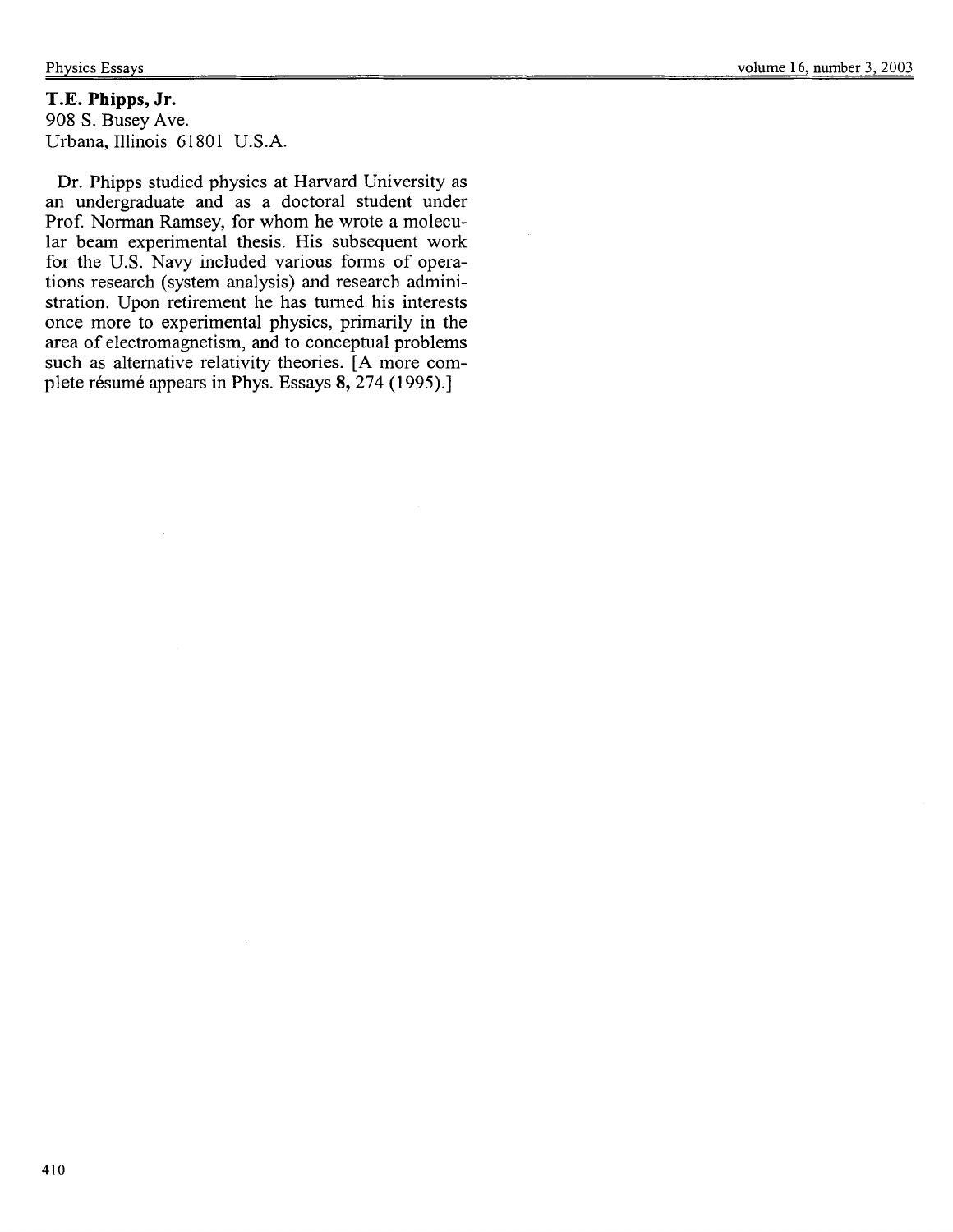**T.E. Phipps, Jr.**
908 S. Busey Ave.
Urbana, Illinois 61801 U.S.A.

Dr. Phipps studied physics at Harvard University as an undergraduate and as a doctoral student under Prof. Norman Ramsey, for whom he wrote a molecular beam experimental thesis. His subsequent work for the U.S. Navy included various forms of operations research (system analysis) and research administration. Upon retirement he has turned his interests once more to experimental physics, primarily in the area of electromagnetism, and to conceptual problems such as alternative relativity theories. [A more complete résumé appears in Phys. Essays **8,** 274 (1995).]